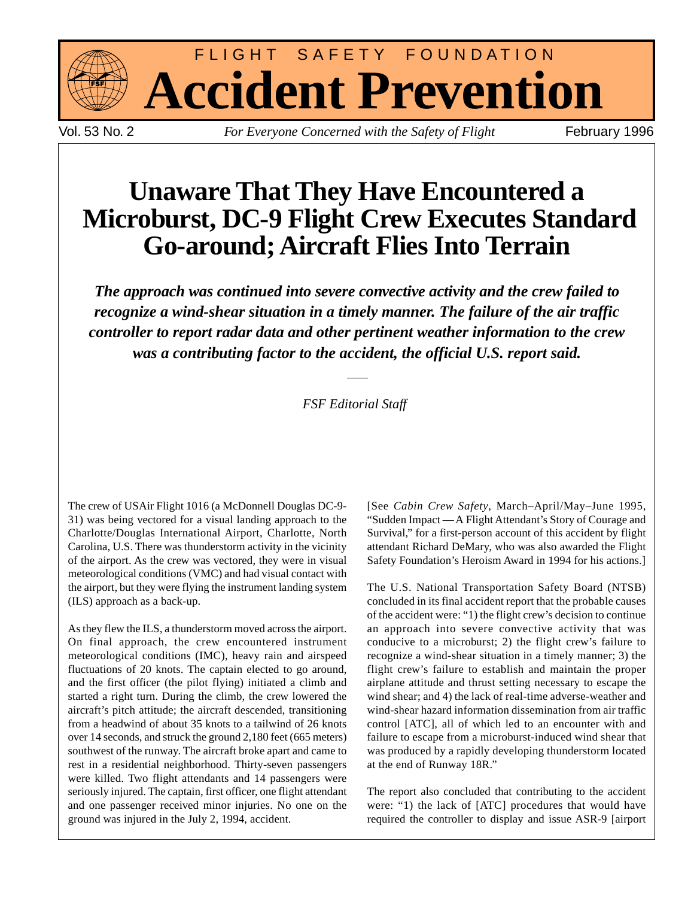# FLIGHT SAFETY FOUNDATION

# Accident Prevention

Vol. 53 No. 2 — *For Everyone Concerned with the Safety of Flight* — February 1996

## Unaware That They Have Encountered a Microburst, DC-9 Flight Crew Executes Standard Go-around; Aircraft Flies Into Terrain

***The approach was continued into severe convective activity and the crew failed to recognize a wind-shear situation in a timely manner. The failure of the air traffic controller to report radar data and other pertinent weather information to the crew was a contributing factor to the accident, the official U.S. report said.***

*FSF Editorial Staff*

The crew of USAir Flight 1016 (a McDonnell Douglas DC-9-31) was being vectored for a visual landing approach to the Charlotte/Douglas International Airport, Charlotte, North Carolina, U.S. There was thunderstorm activity in the vicinity of the airport. As the crew was vectored, they were in visual meteorological conditions (VMC) and had visual contact with the airport, but they were flying the instrument landing system (ILS) approach as a back-up.

As they flew the ILS, a thunderstorm moved across the airport. On final approach, the crew encountered instrument meteorological conditions (IMC), heavy rain and airspeed fluctuations of 20 knots. The captain elected to go around, and the first officer (the pilot flying) initiated a climb and started a right turn. During the climb, the crew lowered the aircraft's pitch attitude; the aircraft descended, transitioning from a headwind of about 35 knots to a tailwind of 26 knots over 14 seconds, and struck the ground 2,180 feet (665 meters) southwest of the runway. The aircraft broke apart and came to rest in a residential neighborhood. Thirty-seven passengers were killed. Two flight attendants and 14 passengers were seriously injured. The captain, first officer, one flight attendant and one passenger received minor injuries. No one on the ground was injured in the July 2, 1994, accident.

[See *Cabin Crew Safety*, March–April/May–June 1995, "Sudden Impact — A Flight Attendant's Story of Courage and Survival," for a first-person account of this accident by flight attendant Richard DeMary, who was also awarded the Flight Safety Foundation's Heroism Award in 1994 for his actions.]

The U.S. National Transportation Safety Board (NTSB) concluded in its final accident report that the probable causes of the accident were: "1) the flight crew's decision to continue an approach into severe convective activity that was conducive to a microburst; 2) the flight crew's failure to recognize a wind-shear situation in a timely manner; 3) the flight crew's failure to establish and maintain the proper airplane attitude and thrust setting necessary to escape the wind shear; and 4) the lack of real-time adverse-weather and wind-shear hazard information dissemination from air traffic control [ATC], all of which led to an encounter with and failure to escape from a microburst-induced wind shear that was produced by a rapidly developing thunderstorm located at the end of Runway 18R."

The report also concluded that contributing to the accident were: "1) the lack of [ATC] procedures that would have required the controller to display and issue ASR-9 [airport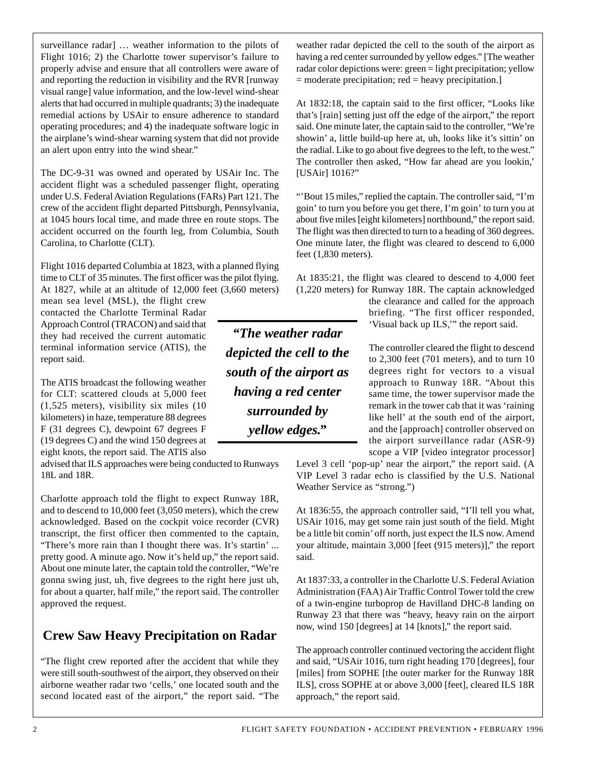surveillance radar] … weather information to the pilots of Flight 1016; 2) the Charlotte tower supervisor's failure to properly advise and ensure that all controllers were aware of and reporting the reduction in visibility and the RVR [runway visual range] value information, and the low-level wind-shear alerts that had occurred in multiple quadrants; 3) the inadequate remedial actions by USAir to ensure adherence to standard operating procedures; and 4) the inadequate software logic in the airplane's wind-shear warning system that did not provide an alert upon entry into the wind shear."

The DC-9-31 was owned and operated by USAir Inc. The accident flight was a scheduled passenger flight, operating under U.S. Federal Aviation Regulations (FARs) Part 121. The crew of the accident flight departed Pittsburgh, Pennsylvania, at 1045 hours local time, and made three en route stops. The accident occurred on the fourth leg, from Columbia, South Carolina, to Charlotte (CLT).

Flight 1016 departed Columbia at 1823, with a planned flying time to CLT of 35 minutes. The first officer was the pilot flying. At 1827, while at an altitude of 12,000 feet (3,660 meters) mean sea level (MSL), the flight crew contacted the Charlotte Terminal Radar Approach Control (TRACON) and said that they had received the current automatic terminal information service (ATIS), the report said.

The ATIS broadcast the following weather for CLT: scattered clouds at 5,000 feet (1,525 meters), visibility six miles (10 kilometers) in haze, temperature 88 degrees F (31 degrees C), dewpoint 67 degrees F (19 degrees C) and the wind 150 degrees at eight knots, the report said. The ATIS also advised that ILS approaches were being conducted to Runways 18L and 18R.

Charlotte approach told the flight to expect Runway 18R, and to descend to 10,000 feet (3,050 meters), which the crew acknowledged. Based on the cockpit voice recorder (CVR) transcript, the first officer then commented to the captain, "There's more rain than I thought there was. It's startin' ... pretty good. A minute ago. Now it's held up," the report said. About one minute later, the captain told the controller, "We're gonna swing just, uh, five degrees to the right here just uh, for about a quarter, half mile," the report said. The controller approved the request.

## Crew Saw Heavy Precipitation on Radar

"The flight crew reported after the accident that while they were still south-southwest of the airport, they observed on their airborne weather radar two 'cells,' one located south and the second located east of the airport," the report said. "The weather radar depicted the cell to the south of the airport as having a red center surrounded by yellow edges." [The weather radar color depictions were: green = light precipitation; yellow = moderate precipitation; red = heavy precipitation.]

At 1832:18, the captain said to the first officer, "Looks like that's [rain] setting just off the edge of the airport," the report said. One minute later, the captain said to the controller, "We're showin' a, little build-up here at, uh, looks like it's sittin' on the radial. Like to go about five degrees to the left, to the west." The controller then asked, "How far ahead are you lookin,' [USAir] 1016?"

"'Bout 15 miles," replied the captain. The controller said, "I'm goin' to turn you before you get there, I'm goin' to turn you at about five miles [eight kilometers] northbound," the report said. The flight was then directed to turn to a heading of 360 degrees. One minute later, the flight was cleared to descend to 6,000 feet (1,830 meters).

At 1835:21, the flight was cleared to descend to 4,000 feet (1,220 meters) for Runway 18R. The captain acknowledged the clearance and called for the approach briefing. "The first officer responded, 'Visual back up ILS,'" the report said.

The controller cleared the flight to descend to 2,300 feet (701 meters), and to turn 10 degrees right for vectors to a visual approach to Runway 18R. "About this same time, the tower supervisor made the remark in the tower cab that it was 'raining like hell' at the south end of the airport, and the [approach] controller observed on the airport surveillance radar (ASR-9) scope a VIP [video integrator processor] Level 3 cell 'pop-up' near the airport," the report said. (A VIP Level 3 radar echo is classified by the U.S. National Weather Service as "strong.")

At 1836:55, the approach controller said, "I'll tell you what, USAir 1016, may get some rain just south of the field. Might be a little bit comin' off north, just expect the ILS now. Amend your altitude, maintain 3,000 [feet (915 meters)]," the report said.

At 1837:33, a controller in the Charlotte U.S. Federal Aviation Administration (FAA) Air Traffic Control Tower told the crew of a twin-engine turboprop de Havilland DHC-8 landing on Runway 23 that there was "heavy, heavy rain on the airport now, wind 150 [degrees] at 14 [knots]," the report said.

The approach controller continued vectoring the accident flight and said, "USAir 1016, turn right heading 170 [degrees], four [miles] from SOPHE [the outer marker for the Runway 18R ILS], cross SOPHE at or above 3,000 [feet], cleared ILS 18R approach," the report said.

***"The weather radar depicted the cell to the south of the airport as having a red center surrounded by yellow edges."***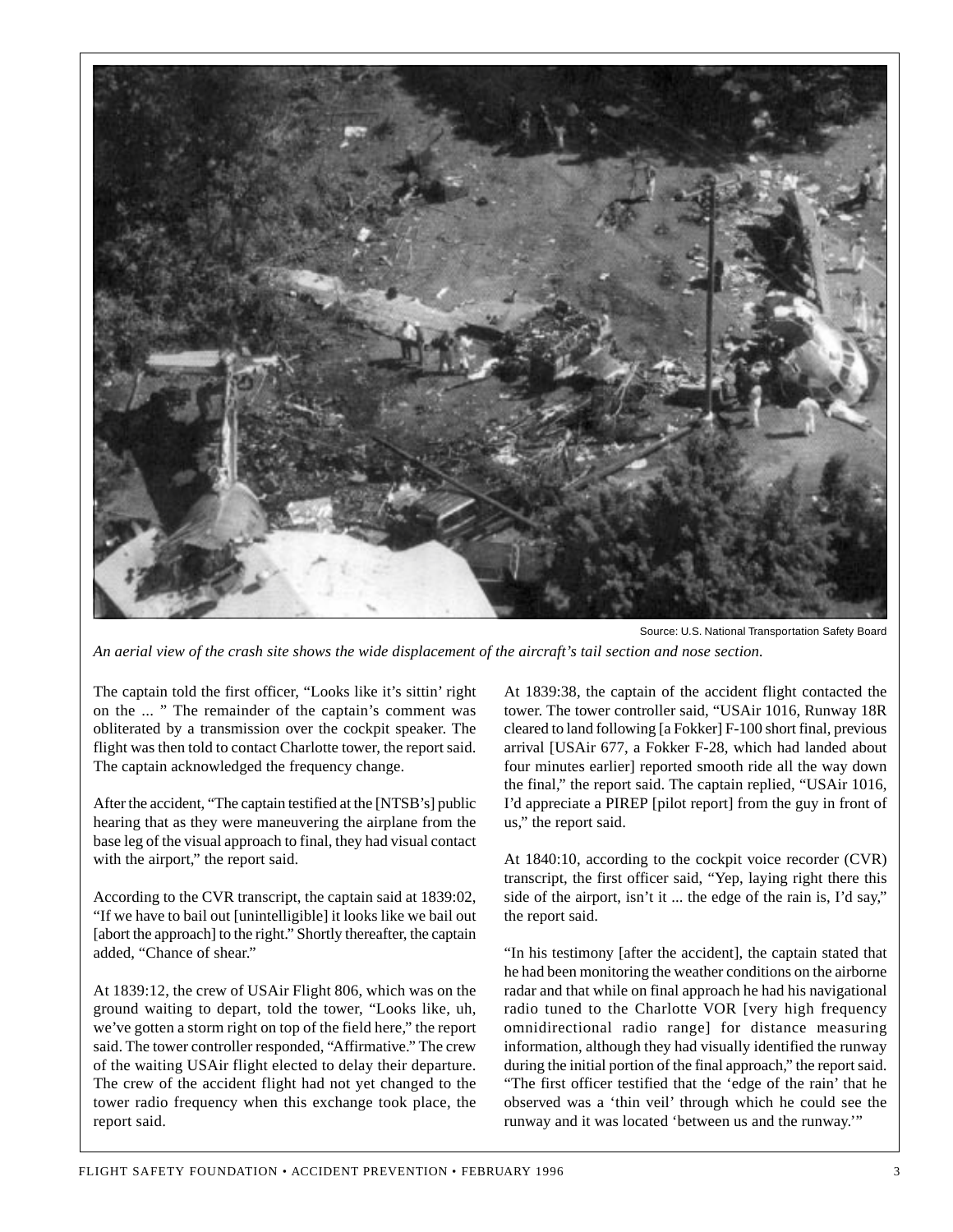Source: U.S. National Transportation Safety Board

*An aerial view of the crash site shows the wide displacement of the aircraft's tail section and nose section.*

The captain told the first officer, "Looks like it's sittin' right on the ... " The remainder of the captain's comment was obliterated by a transmission over the cockpit speaker. The flight was then told to contact Charlotte tower, the report said. The captain acknowledged the frequency change.

After the accident, "The captain testified at the [NTSB's] public hearing that as they were maneuvering the airplane from the base leg of the visual approach to final, they had visual contact with the airport," the report said.

According to the CVR transcript, the captain said at 1839:02, "If we have to bail out [unintelligible] it looks like we bail out [abort the approach] to the right." Shortly thereafter, the captain added, "Chance of shear."

At 1839:12, the crew of USAir Flight 806, which was on the ground waiting to depart, told the tower, "Looks like, uh, we've gotten a storm right on top of the field here," the report said. The tower controller responded, "Affirmative." The crew of the waiting USAir flight elected to delay their departure. The crew of the accident flight had not yet changed to the tower radio frequency when this exchange took place, the report said.

At 1839:38, the captain of the accident flight contacted the tower. The tower controller said, "USAir 1016, Runway 18R cleared to land following [a Fokker] F-100 short final, previous arrival [USAir 677, a Fokker F-28, which had landed about four minutes earlier] reported smooth ride all the way down the final," the report said. The captain replied, "USAir 1016, I'd appreciate a PIREP [pilot report] from the guy in front of us," the report said.

At 1840:10, according to the cockpit voice recorder (CVR) transcript, the first officer said, "Yep, laying right there this side of the airport, isn't it ... the edge of the rain is, I'd say," the report said.

"In his testimony [after the accident], the captain stated that he had been monitoring the weather conditions on the airborne radar and that while on final approach he had his navigational radio tuned to the Charlotte VOR [very high frequency omnidirectional radio range] for distance measuring information, although they had visually identified the runway during the initial portion of the final approach," the report said. "The first officer testified that the 'edge of the rain' that he observed was a 'thin veil' through which he could see the runway and it was located 'between us and the runway.'"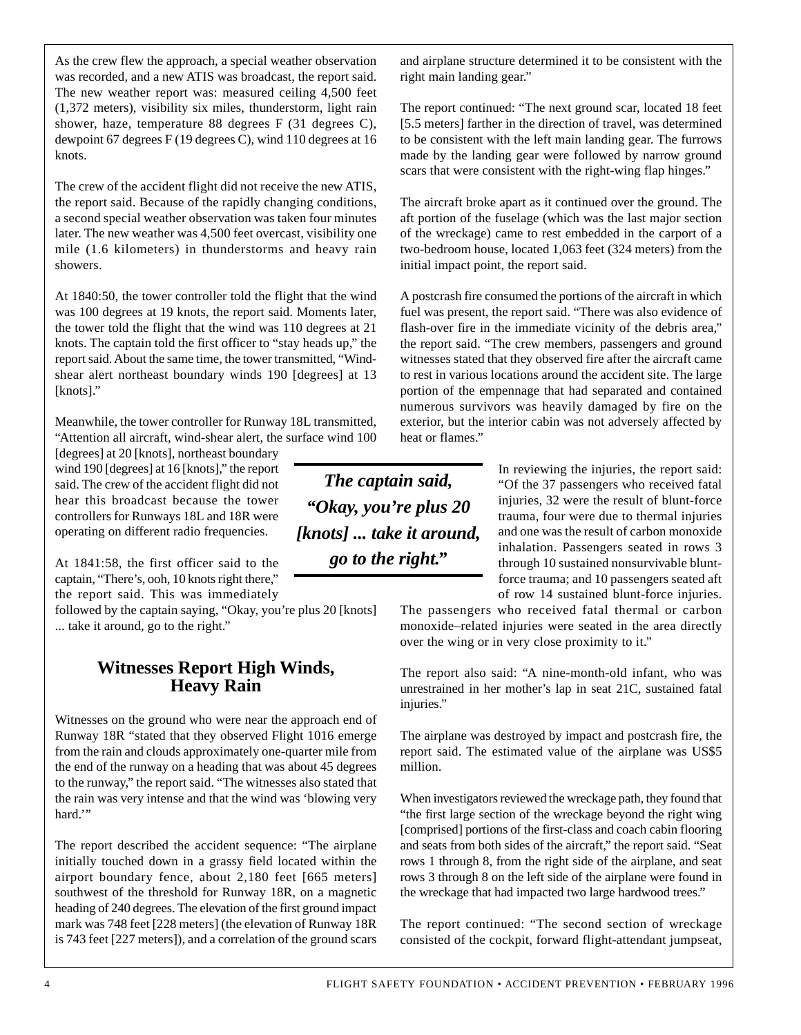As the crew flew the approach, a special weather observation was recorded, and a new ATIS was broadcast, the report said. The new weather report was: measured ceiling 4,500 feet (1,372 meters), visibility six miles, thunderstorm, light rain shower, haze, temperature 88 degrees F (31 degrees C), dewpoint 67 degrees F (19 degrees C), wind 110 degrees at 16 knots.

The crew of the accident flight did not receive the new ATIS, the report said. Because of the rapidly changing conditions, a second special weather observation was taken four minutes later. The new weather was 4,500 feet overcast, visibility one mile (1.6 kilometers) in thunderstorms and heavy rain showers.

At 1840:50, the tower controller told the flight that the wind was 100 degrees at 19 knots, the report said. Moments later, the tower told the flight that the wind was 110 degrees at 21 knots. The captain told the first officer to "stay heads up," the report said. About the same time, the tower transmitted, "Wind-shear alert northeast boundary winds 190 [degrees] at 13 [knots]."

Meanwhile, the tower controller for Runway 18L transmitted, "Attention all aircraft, wind-shear alert, the surface wind 100 [degrees] at 20 [knots], northeast boundary wind 190 [degrees] at 16 [knots]," the report said. The crew of the accident flight did not hear this broadcast because the tower controllers for Runways 18L and 18R were operating on different radio frequencies.

At 1841:58, the first officer said to the captain, "There's, ooh, 10 knots right there," the report said. This was immediately followed by the captain saying, "Okay, you're plus 20 [knots] ... take it around, go to the right."

> ***The captain said, "Okay, you're plus 20 [knots] ... take it around, go to the right."***

## Witnesses Report High Winds, Heavy Rain

Witnesses on the ground who were near the approach end of Runway 18R "stated that they observed Flight 1016 emerge from the rain and clouds approximately one-quarter mile from the end of the runway on a heading that was about 45 degrees to the runway," the report said. "The witnesses also stated that the rain was very intense and that the wind was 'blowing very hard.'"

The report described the accident sequence: "The airplane initially touched down in a grassy field located within the airport boundary fence, about 2,180 feet [665 meters] southwest of the threshold for Runway 18R, on a magnetic heading of 240 degrees. The elevation of the first ground impact mark was 748 feet [228 meters] (the elevation of Runway 18R is 743 feet [227 meters]), and a correlation of the ground scars and airplane structure determined it to be consistent with the right main landing gear."

The report continued: "The next ground scar, located 18 feet [5.5 meters] farther in the direction of travel, was determined to be consistent with the left main landing gear. The furrows made by the landing gear were followed by narrow ground scars that were consistent with the right-wing flap hinges."

The aircraft broke apart as it continued over the ground. The aft portion of the fuselage (which was the last major section of the wreckage) came to rest embedded in the carport of a two-bedroom house, located 1,063 feet (324 meters) from the initial impact point, the report said.

A postcrash fire consumed the portions of the aircraft in which fuel was present, the report said. "There was also evidence of flash-over fire in the immediate vicinity of the debris area," the report said. "The crew members, passengers and ground witnesses stated that they observed fire after the aircraft came to rest in various locations around the accident site. The large portion of the empennage that had separated and contained numerous survivors was heavily damaged by fire on the exterior, but the interior cabin was not adversely affected by heat or flames."

In reviewing the injuries, the report said: "Of the 37 passengers who received fatal injuries, 32 were the result of blunt-force trauma, four were due to thermal injuries and one was the result of carbon monoxide inhalation. Passengers seated in rows 3 through 10 sustained nonsurvivable blunt-force trauma; and 10 passengers seated aft of row 14 sustained blunt-force injuries. The passengers who received fatal thermal or carbon monoxide–related injuries were seated in the area directly over the wing or in very close proximity to it."

The report also said: "A nine-month-old infant, who was unrestrained in her mother's lap in seat 21C, sustained fatal injuries."

The airplane was destroyed by impact and postcrash fire, the report said. The estimated value of the airplane was US$5 million.

When investigators reviewed the wreckage path, they found that "the first large section of the wreckage beyond the right wing [comprised] portions of the first-class and coach cabin flooring and seats from both sides of the aircraft," the report said. "Seat rows 1 through 8, from the right side of the airplane, and seat rows 3 through 8 on the left side of the airplane were found in the wreckage that had impacted two large hardwood trees."

The report continued: "The second section of wreckage consisted of the cockpit, forward flight-attendant jumpseat,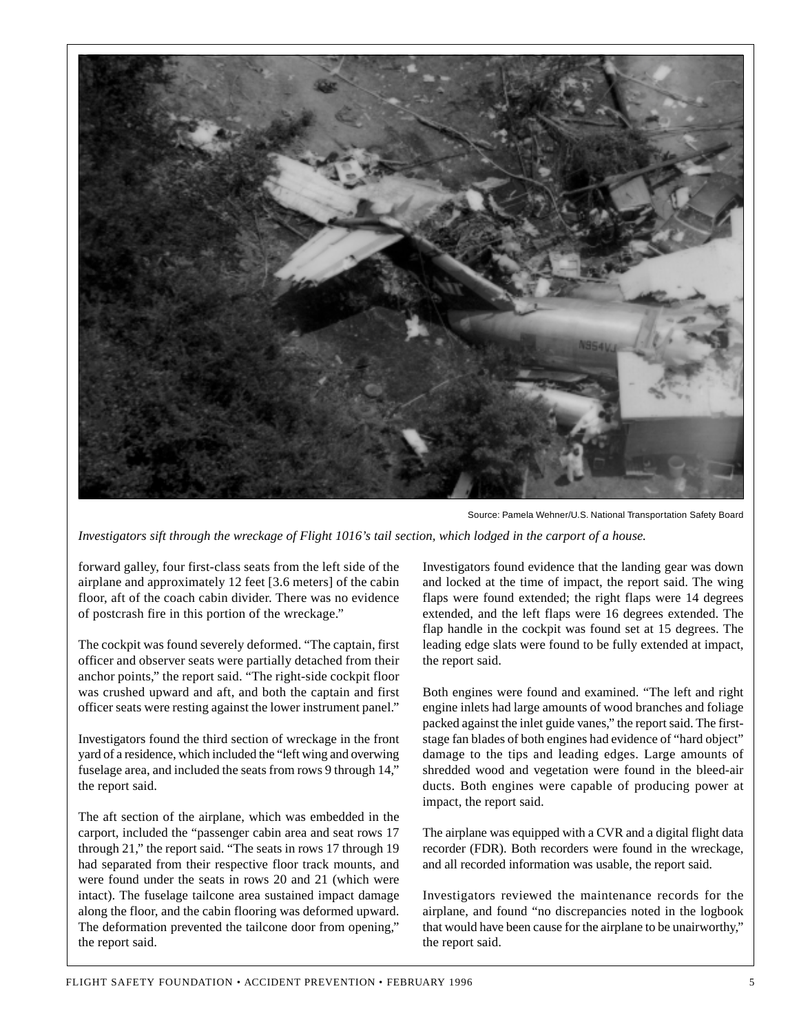Source: Pamela Wehner/U.S. National Transportation Safety Board

*Investigators sift through the wreckage of Flight 1016's tail section, which lodged in the carport of a house.*

forward galley, four first-class seats from the left side of the airplane and approximately 12 feet [3.6 meters] of the cabin floor, aft of the coach cabin divider. There was no evidence of postcrash fire in this portion of the wreckage."

The cockpit was found severely deformed. "The captain, first officer and observer seats were partially detached from their anchor points," the report said. "The right-side cockpit floor was crushed upward and aft, and both the captain and first officer seats were resting against the lower instrument panel."

Investigators found the third section of wreckage in the front yard of a residence, which included the "left wing and overwing fuselage area, and included the seats from rows 9 through 14," the report said.

The aft section of the airplane, which was embedded in the carport, included the "passenger cabin area and seat rows 17 through 21," the report said. "The seats in rows 17 through 19 had separated from their respective floor track mounts, and were found under the seats in rows 20 and 21 (which were intact). The fuselage tailcone area sustained impact damage along the floor, and the cabin flooring was deformed upward. The deformation prevented the tailcone door from opening," the report said.

Investigators found evidence that the landing gear was down and locked at the time of impact, the report said. The wing flaps were found extended; the right flaps were 14 degrees extended, and the left flaps were 16 degrees extended. The flap handle in the cockpit was found set at 15 degrees. The leading edge slats were found to be fully extended at impact, the report said.

Both engines were found and examined. "The left and right engine inlets had large amounts of wood branches and foliage packed against the inlet guide vanes," the report said. The first-stage fan blades of both engines had evidence of "hard object" damage to the tips and leading edges. Large amounts of shredded wood and vegetation were found in the bleed-air ducts. Both engines were capable of producing power at impact, the report said.

The airplane was equipped with a CVR and a digital flight data recorder (FDR). Both recorders were found in the wreckage, and all recorded information was usable, the report said.

Investigators reviewed the maintenance records for the airplane, and found "no discrepancies noted in the logbook that would have been cause for the airplane to be unairworthy," the report said.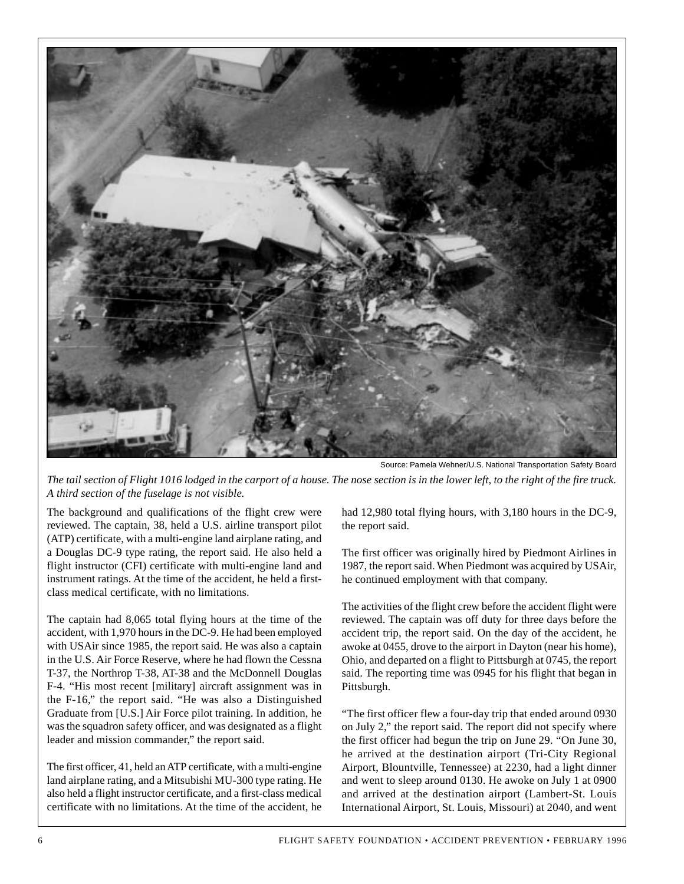Source: Pamela Wehner/U.S. National Transportation Safety Board

*The tail section of Flight 1016 lodged in the carport of a house. The nose section is in the lower left, to the right of the fire truck. A third section of the fuselage is not visible.*

The background and qualifications of the flight crew were reviewed. The captain, 38, held a U.S. airline transport pilot (ATP) certificate, with a multi-engine land airplane rating, and a Douglas DC-9 type rating, the report said. He also held a flight instructor (CFI) certificate with multi-engine land and instrument ratings. At the time of the accident, he held a first-class medical certificate, with no limitations.

The captain had 8,065 total flying hours at the time of the accident, with 1,970 hours in the DC-9. He had been employed with USAir since 1985, the report said. He was also a captain in the U.S. Air Force Reserve, where he had flown the Cessna T-37, the Northrop T-38, AT-38 and the McDonnell Douglas F-4. "His most recent [military] aircraft assignment was in the F-16," the report said. "He was also a Distinguished Graduate from [U.S.] Air Force pilot training. In addition, he was the squadron safety officer, and was designated as a flight leader and mission commander," the report said.

The first officer, 41, held an ATP certificate, with a multi-engine land airplane rating, and a Mitsubishi MU-300 type rating. He also held a flight instructor certificate, and a first-class medical certificate with no limitations. At the time of the accident, he had 12,980 total flying hours, with 3,180 hours in the DC-9, the report said.

The first officer was originally hired by Piedmont Airlines in 1987, the report said. When Piedmont was acquired by USAir, he continued employment with that company.

The activities of the flight crew before the accident flight were reviewed. The captain was off duty for three days before the accident trip, the report said. On the day of the accident, he awoke at 0455, drove to the airport in Dayton (near his home), Ohio, and departed on a flight to Pittsburgh at 0745, the report said. The reporting time was 0945 for his flight that began in Pittsburgh.

"The first officer flew a four-day trip that ended around 0930 on July 2," the report said. The report did not specify where the first officer had begun the trip on June 29. "On June 30, he arrived at the destination airport (Tri-City Regional Airport, Blountville, Tennessee) at 2230, had a light dinner and went to sleep around 0130. He awoke on July 1 at 0900 and arrived at the destination airport (Lambert-St. Louis International Airport, St. Louis, Missouri) at 2040, and went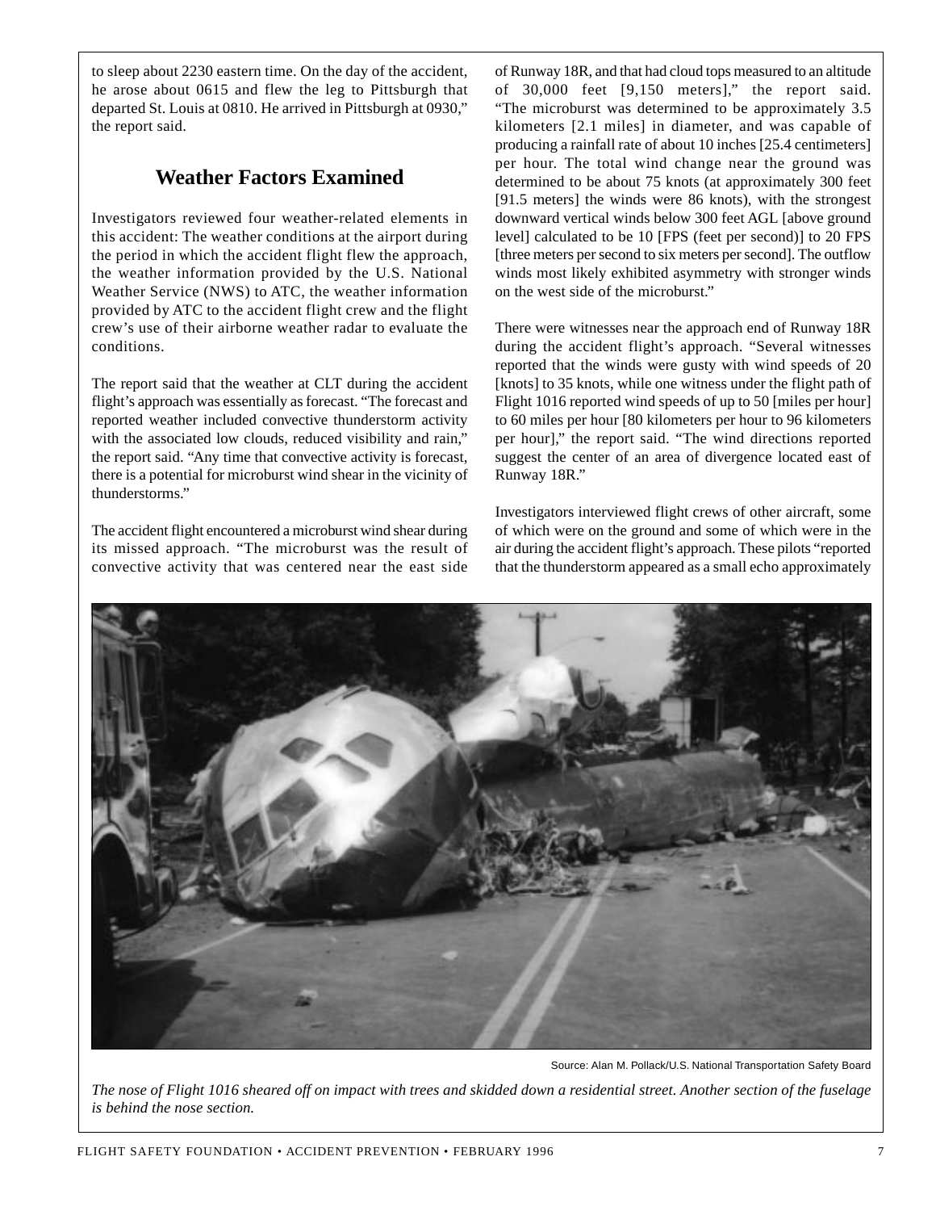to sleep about 2230 eastern time. On the day of the accident, he arose about 0615 and flew the leg to Pittsburgh that departed St. Louis at 0810. He arrived in Pittsburgh at 0930," the report said.

## Weather Factors Examined

Investigators reviewed four weather-related elements in this accident: The weather conditions at the airport during the period in which the accident flight flew the approach, the weather information provided by the U.S. National Weather Service (NWS) to ATC, the weather information provided by ATC to the accident flight crew and the flight crew's use of their airborne weather radar to evaluate the conditions.

The report said that the weather at CLT during the accident flight's approach was essentially as forecast. "The forecast and reported weather included convective thunderstorm activity with the associated low clouds, reduced visibility and rain," the report said. "Any time that convective activity is forecast, there is a potential for microburst wind shear in the vicinity of thunderstorms."

The accident flight encountered a microburst wind shear during its missed approach. "The microburst was the result of convective activity that was centered near the east side of Runway 18R, and that had cloud tops measured to an altitude of 30,000 feet [9,150 meters]," the report said. "The microburst was determined to be approximately 3.5 kilometers [2.1 miles] in diameter, and was capable of producing a rainfall rate of about 10 inches [25.4 centimeters] per hour. The total wind change near the ground was determined to be about 75 knots (at approximately 300 feet [91.5 meters] the winds were 86 knots), with the strongest downward vertical winds below 300 feet AGL [above ground level] calculated to be 10 [FPS (feet per second)] to 20 FPS [three meters per second to six meters per second]. The outflow winds most likely exhibited asymmetry with stronger winds on the west side of the microburst."

There were witnesses near the approach end of Runway 18R during the accident flight's approach. "Several witnesses reported that the winds were gusty with wind speeds of 20 [knots] to 35 knots, while one witness under the flight path of Flight 1016 reported wind speeds of up to 50 [miles per hour] to 60 miles per hour [80 kilometers per hour to 96 kilometers per hour]," the report said. "The wind directions reported suggest the center of an area of divergence located east of Runway 18R."

Investigators interviewed flight crews of other aircraft, some of which were on the ground and some of which were in the air during the accident flight's approach. These pilots "reported that the thunderstorm appeared as a small echo approximately

Source: Alan M. Pollack/U.S. National Transportation Safety Board

*The nose of Flight 1016 sheared off on impact with trees and skidded down a residential street. Another section of the fuselage is behind the nose section.*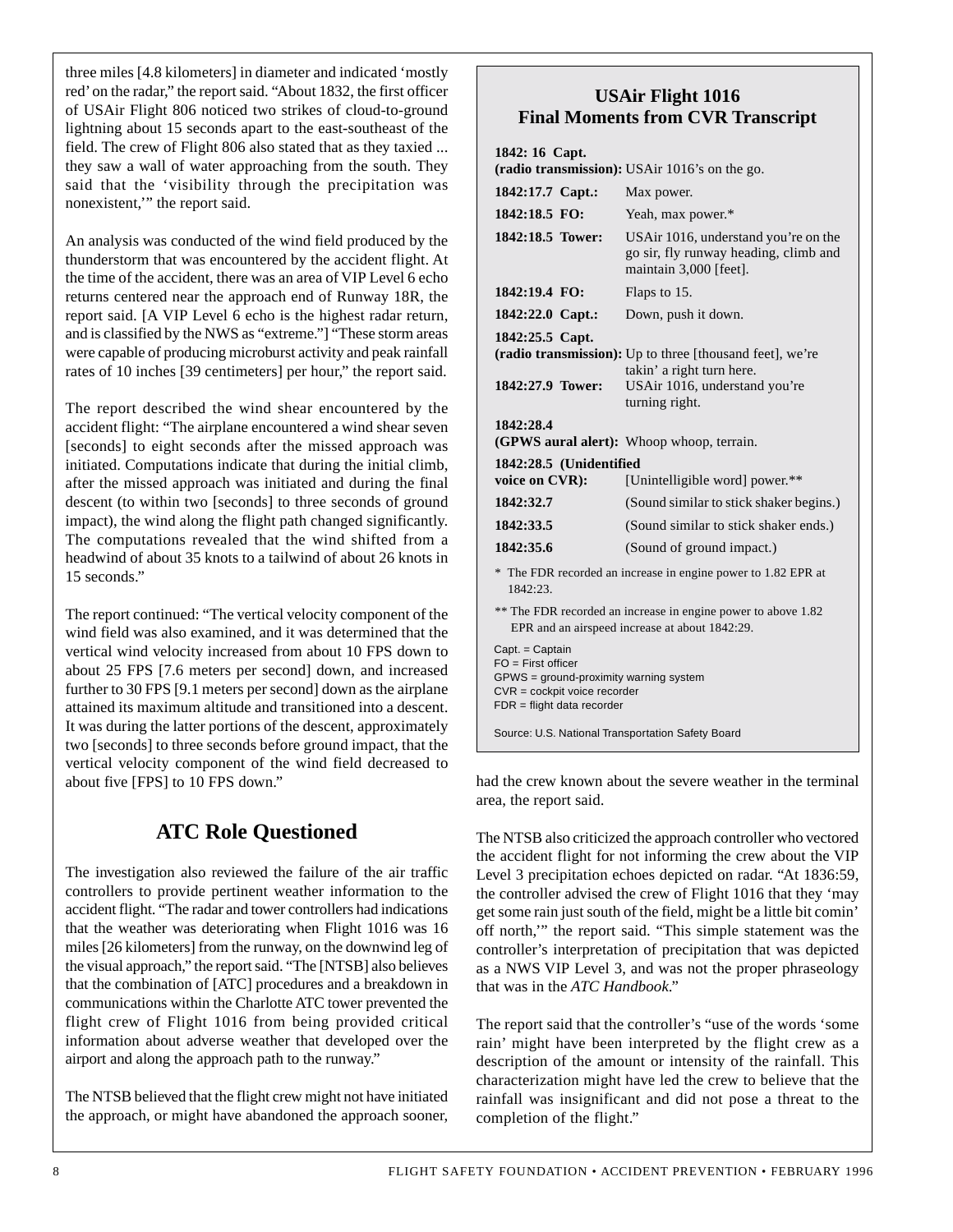three miles [4.8 kilometers] in diameter and indicated 'mostly red' on the radar," the report said. "About 1832, the first officer of USAir Flight 806 noticed two strikes of cloud-to-ground lightning about 15 seconds apart to the east-southeast of the field. The crew of Flight 806 also stated that as they taxied ... they saw a wall of water approaching from the south. They said that the 'visibility through the precipitation was nonexistent,'" the report said.

An analysis was conducted of the wind field produced by the thunderstorm that was encountered by the accident flight. At the time of the accident, there was an area of VIP Level 6 echo returns centered near the approach end of Runway 18R, the report said. [A VIP Level 6 echo is the highest radar return, and is classified by the NWS as "extreme."] "These storm areas were capable of producing microburst activity and peak rainfall rates of 10 inches [39 centimeters] per hour," the report said.

The report described the wind shear encountered by the accident flight: "The airplane encountered a wind shear seven [seconds] to eight seconds after the missed approach was initiated. Computations indicate that during the initial climb, after the missed approach was initiated and during the final descent (to within two [seconds] to three seconds of ground impact), the wind along the flight path changed significantly. The computations revealed that the wind shifted from a headwind of about 35 knots to a tailwind of about 26 knots in 15 seconds."

The report continued: "The vertical velocity component of the wind field was also examined, and it was determined that the vertical wind velocity increased from about 10 FPS down to about 25 FPS [7.6 meters per second] down, and increased further to 30 FPS [9.1 meters per second] down as the airplane attained its maximum altitude and transitioned into a descent. It was during the latter portions of the descent, approximately two [seconds] to three seconds before ground impact, that the vertical velocity component of the wind field decreased to about five [FPS] to 10 FPS down."

## ATC Role Questioned

The investigation also reviewed the failure of the air traffic controllers to provide pertinent weather information to the accident flight. "The radar and tower controllers had indications that the weather was deteriorating when Flight 1016 was 16 miles [26 kilometers] from the runway, on the downwind leg of the visual approach," the report said. "The [NTSB] also believes that the combination of [ATC] procedures and a breakdown in communications within the Charlotte ATC tower prevented the flight crew of Flight 1016 from being provided critical information about adverse weather that developed over the airport and along the approach path to the runway."

The NTSB believed that the flight crew might not have initiated the approach, or might have abandoned the approach sooner, had the crew known about the severe weather in the terminal area, the report said.

The NTSB also criticized the approach controller who vectored the accident flight for not informing the crew about the VIP Level 3 precipitation echoes depicted on radar. "At 1836:59, the controller advised the crew of Flight 1016 that they 'may get some rain just south of the field, might be a little bit comin' off north,'" the report said. "This simple statement was the controller's interpretation of precipitation that was depicted as a NWS VIP Level 3, and was not the proper phraseology that was in the *ATC Handbook*."

The report said that the controller's "use of the words 'some rain' might have been interpreted by the flight crew as a description of the amount or intensity of the rainfall. This characterization might have led the crew to believe that the rainfall was insignificant and did not pose a threat to the completion of the flight."

### USAir Flight 1016 Final Moments from CVR Transcript

| Time / Source | Content |
|---|---|
| **1842: 16 Capt. (radio transmission):** | USAir 1016's on the go. |
| **1842:17.7 Capt.:** | Max power. |
| **1842:18.5 FO:** | Yeah, max power.* |
| **1842:18.5 Tower:** | USAir 1016, understand you're on the go sir, fly runway heading, climb and maintain 3,000 [feet]. |
| **1842:19.4 FO:** | Flaps to 15. |
| **1842:22.0 Capt.:** | Down, push it down. |
| **1842:25.5 Capt. (radio transmission):** | Up to three [thousand feet], we're takin' a right turn here. |
| **1842:27.9 Tower:** | USAir 1016, understand you're turning right. |
| **1842:28.4 (GPWS aural alert):** | Whoop whoop, terrain. |
| **1842:28.5 (Unidentified voice on CVR):** | [Unintelligible word] power.** |
| **1842:32.7** | (Sound similar to stick shaker begins.) |
| **1842:33.5** | (Sound similar to stick shaker ends.) |
| **1842:35.6** | (Sound of ground impact.) |

\* The FDR recorded an increase in engine power to 1.82 EPR at 1842:23.

\*\* The FDR recorded an increase in engine power to above 1.82 EPR and an airspeed increase at about 1842:29.

Capt. = Captain
FO = First officer
GPWS = ground-proximity warning system
CVR = cockpit voice recorder
FDR = flight data recorder

Source: U.S. National Transportation Safety Board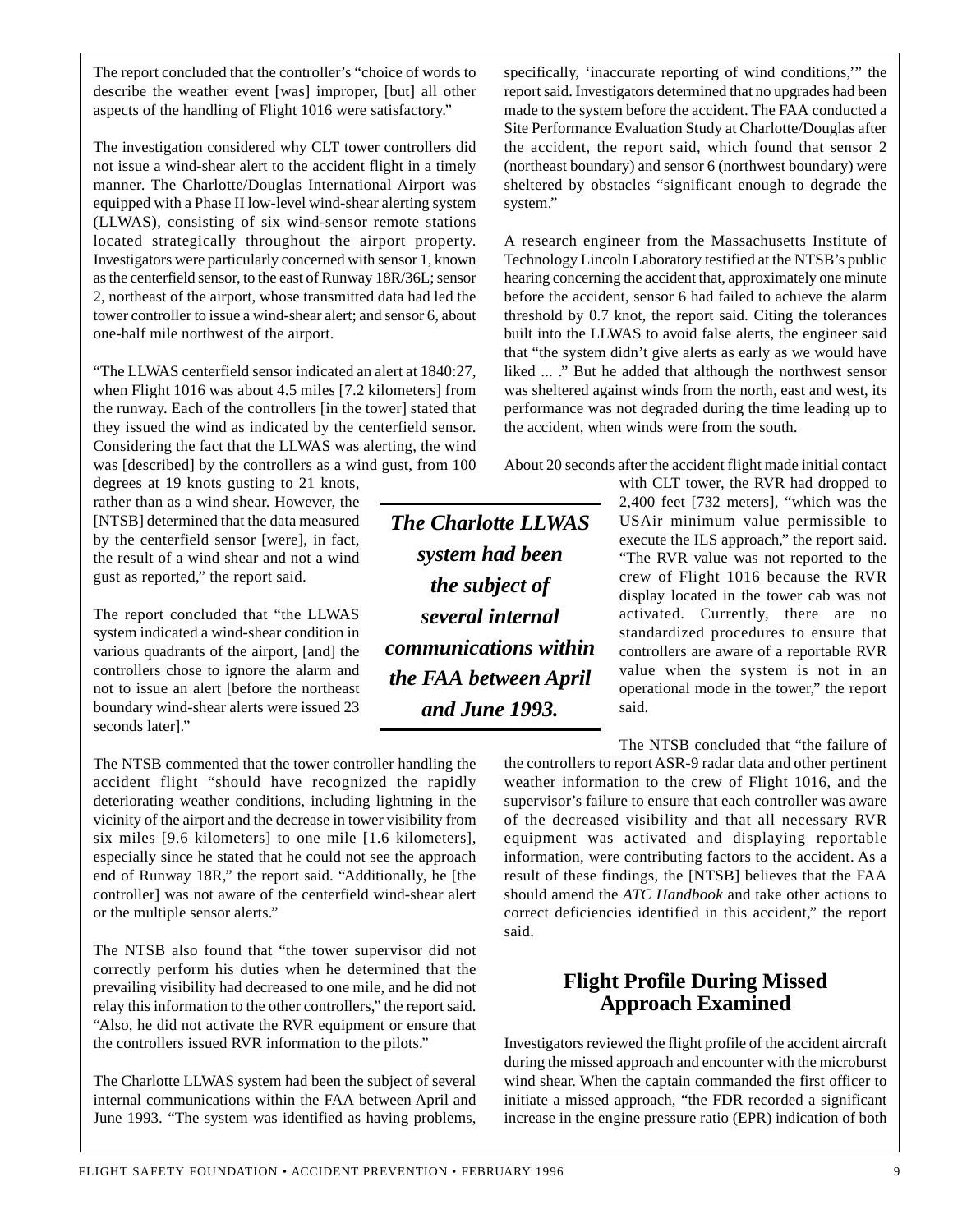The report concluded that the controller's "choice of words to describe the weather event [was] improper, [but] all other aspects of the handling of Flight 1016 were satisfactory."

The investigation considered why CLT tower controllers did not issue a wind-shear alert to the accident flight in a timely manner. The Charlotte/Douglas International Airport was equipped with a Phase II low-level wind-shear alerting system (LLWAS), consisting of six wind-sensor remote stations located strategically throughout the airport property. Investigators were particularly concerned with sensor 1, known as the centerfield sensor, to the east of Runway 18R/36L; sensor 2, northeast of the airport, whose transmitted data had led the tower controller to issue a wind-shear alert; and sensor 6, about one-half mile northwest of the airport.

"The LLWAS centerfield sensor indicated an alert at 1840:27, when Flight 1016 was about 4.5 miles [7.2 kilometers] from the runway. Each of the controllers [in the tower] stated that they issued the wind as indicated by the centerfield sensor. Considering the fact that the LLWAS was alerting, the wind was [described] by the controllers as a wind gust, from 100 degrees at 19 knots gusting to 21 knots, rather than as a wind shear. However, the [NTSB] determined that the data measured by the centerfield sensor [were], in fact, the result of a wind shear and not a wind gust as reported," the report said.

The report concluded that "the LLWAS system indicated a wind-shear condition in various quadrants of the airport, [and] the controllers chose to ignore the alarm and not to issue an alert [before the northeast boundary wind-shear alerts were issued 23 seconds later]."

The NTSB commented that the tower controller handling the accident flight "should have recognized the rapidly deteriorating weather conditions, including lightning in the vicinity of the airport and the decrease in tower visibility from six miles [9.6 kilometers] to one mile [1.6 kilometers], especially since he stated that he could not see the approach end of Runway 18R," the report said. "Additionally, he [the controller] was not aware of the centerfield wind-shear alert or the multiple sensor alerts."

The NTSB also found that "the tower supervisor did not correctly perform his duties when he determined that the prevailing visibility had decreased to one mile, and he did not relay this information to the other controllers," the report said. "Also, he did not activate the RVR equipment or ensure that the controllers issued RVR information to the pilots."

The Charlotte LLWAS system had been the subject of several internal communications within the FAA between April and June 1993. "The system was identified as having problems, specifically, 'inaccurate reporting of wind conditions,'" the report said. Investigators determined that no upgrades had been made to the system before the accident. The FAA conducted a Site Performance Evaluation Study at Charlotte/Douglas after the accident, the report said, which found that sensor 2 (northeast boundary) and sensor 6 (northwest boundary) were sheltered by obstacles "significant enough to degrade the system."

A research engineer from the Massachusetts Institute of Technology Lincoln Laboratory testified at the NTSB's public hearing concerning the accident that, approximately one minute before the accident, sensor 6 had failed to achieve the alarm threshold by 0.7 knot, the report said. Citing the tolerances built into the LLWAS to avoid false alerts, the engineer said that "the system didn't give alerts as early as we would have liked ... ." But he added that although the northwest sensor was sheltered against winds from the north, east and west, its performance was not degraded during the time leading up to the accident, when winds were from the south.

**_The Charlotte LLWAS system had been the subject of several internal communications within the FAA between April and June 1993._**

About 20 seconds after the accident flight made initial contact with CLT tower, the RVR had dropped to 2,400 feet [732 meters], "which was the USAir minimum value permissible to execute the ILS approach," the report said. "The RVR value was not reported to the crew of Flight 1016 because the RVR display located in the tower cab was not activated. Currently, there are no standardized procedures to ensure that controllers are aware of a reportable RVR value when the system is not in an operational mode in the tower," the report said.

The NTSB concluded that "the failure of the controllers to report ASR-9 radar data and other pertinent weather information to the crew of Flight 1016, and the supervisor's failure to ensure that each controller was aware of the decreased visibility and that all necessary RVR equipment was activated and displaying reportable information, were contributing factors to the accident. As a result of these findings, the [NTSB] believes that the FAA should amend the *ATC Handbook* and take other actions to correct deficiencies identified in this accident," the report said.

## Flight Profile During Missed Approach Examined

Investigators reviewed the flight profile of the accident aircraft during the missed approach and encounter with the microburst wind shear. When the captain commanded the first officer to initiate a missed approach, "the FDR recorded a significant increase in the engine pressure ratio (EPR) indication of both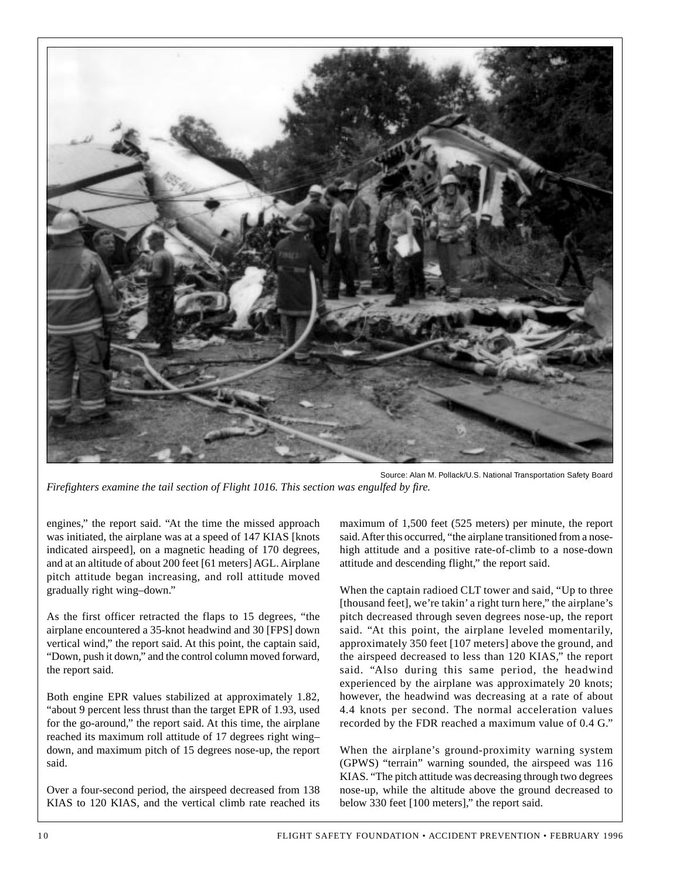Source: Alan M. Pollack/U.S. National Transportation Safety Board

*Firefighters examine the tail section of Flight 1016. This section was engulfed by fire.*

engines," the report said. "At the time the missed approach was initiated, the airplane was at a speed of 147 KIAS [knots indicated airspeed], on a magnetic heading of 170 degrees, and at an altitude of about 200 feet [61 meters] AGL. Airplane pitch attitude began increasing, and roll attitude moved gradually right wing–down."

As the first officer retracted the flaps to 15 degrees, "the airplane encountered a 35-knot headwind and 30 [FPS] down vertical wind," the report said. At this point, the captain said, "Down, push it down," and the control column moved forward, the report said.

Both engine EPR values stabilized at approximately 1.82, "about 9 percent less thrust than the target EPR of 1.93, used for the go-around," the report said. At this time, the airplane reached its maximum roll attitude of 17 degrees right wing–down, and maximum pitch of 15 degrees nose-up, the report said.

Over a four-second period, the airspeed decreased from 138 KIAS to 120 KIAS, and the vertical climb rate reached its maximum of 1,500 feet (525 meters) per minute, the report said. After this occurred, "the airplane transitioned from a nose-high attitude and a positive rate-of-climb to a nose-down attitude and descending flight," the report said.

When the captain radioed CLT tower and said, "Up to three [thousand feet], we're takin' a right turn here," the airplane's pitch decreased through seven degrees nose-up, the report said. "At this point, the airplane leveled momentarily, approximately 350 feet [107 meters] above the ground, and the airspeed decreased to less than 120 KIAS," the report said. "Also during this same period, the headwind experienced by the airplane was approximately 20 knots; however, the headwind was decreasing at a rate of about 4.4 knots per second. The normal acceleration values recorded by the FDR reached a maximum value of 0.4 G."

When the airplane's ground-proximity warning system (GPWS) "terrain" warning sounded, the airspeed was 116 KIAS. "The pitch attitude was decreasing through two degrees nose-up, while the altitude above the ground decreased to below 330 feet [100 meters]," the report said.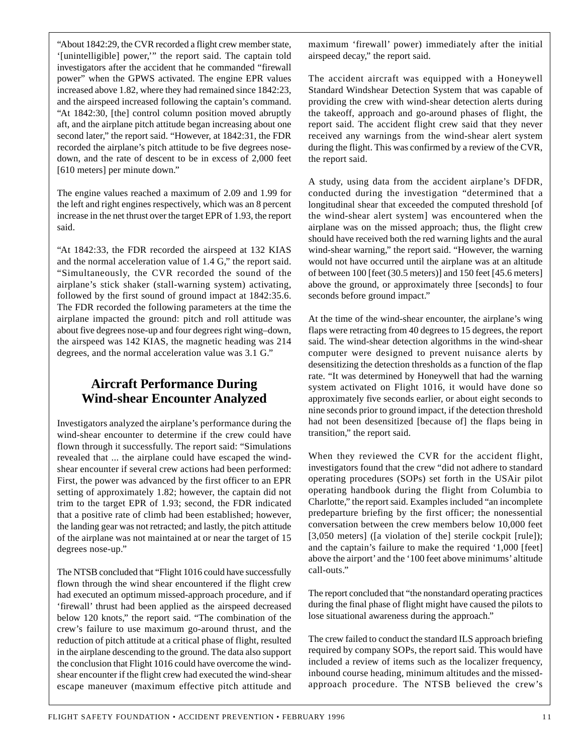"About 1842:29, the CVR recorded a flight crew member state, '[unintelligible] power,'" the report said. The captain told investigators after the accident that he commanded "firewall power" when the GPWS activated. The engine EPR values increased above 1.82, where they had remained since 1842:23, and the airspeed increased following the captain's command. "At 1842:30, [the] control column position moved abruptly aft, and the airplane pitch attitude began increasing about one second later," the report said. "However, at 1842:31, the FDR recorded the airplane's pitch attitude to be five degrees nose-down, and the rate of descent to be in excess of 2,000 feet [610 meters] per minute down."

The engine values reached a maximum of 2.09 and 1.99 for the left and right engines respectively, which was an 8 percent increase in the net thrust over the target EPR of 1.93, the report said.

"At 1842:33, the FDR recorded the airspeed at 132 KIAS and the normal acceleration value of 1.4 G," the report said. "Simultaneously, the CVR recorded the sound of the airplane's stick shaker (stall-warning system) activating, followed by the first sound of ground impact at 1842:35.6. The FDR recorded the following parameters at the time the airplane impacted the ground: pitch and roll attitude was about five degrees nose-up and four degrees right wing–down, the airspeed was 142 KIAS, the magnetic heading was 214 degrees, and the normal acceleration value was 3.1 G."

## Aircraft Performance During Wind-shear Encounter Analyzed

Investigators analyzed the airplane's performance during the wind-shear encounter to determine if the crew could have flown through it successfully. The report said: "Simulations revealed that ... the airplane could have escaped the wind-shear encounter if several crew actions had been performed: First, the power was advanced by the first officer to an EPR setting of approximately 1.82; however, the captain did not trim to the target EPR of 1.93; second, the FDR indicated that a positive rate of climb had been established; however, the landing gear was not retracted; and lastly, the pitch attitude of the airplane was not maintained at or near the target of 15 degrees nose-up."

The NTSB concluded that "Flight 1016 could have successfully flown through the wind shear encountered if the flight crew had executed an optimum missed-approach procedure, and if 'firewall' thrust had been applied as the airspeed decreased below 120 knots," the report said. "The combination of the crew's failure to use maximum go-around thrust, and the reduction of pitch attitude at a critical phase of flight, resulted in the airplane descending to the ground. The data also support the conclusion that Flight 1016 could have overcome the wind-shear encounter if the flight crew had executed the wind-shear escape maneuver (maximum effective pitch attitude and maximum 'firewall' power) immediately after the initial airspeed decay," the report said.

The accident aircraft was equipped with a Honeywell Standard Windshear Detection System that was capable of providing the crew with wind-shear detection alerts during the takeoff, approach and go-around phases of flight, the report said. The accident flight crew said that they never received any warnings from the wind-shear alert system during the flight. This was confirmed by a review of the CVR, the report said.

A study, using data from the accident airplane's DFDR, conducted during the investigation "determined that a longitudinal shear that exceeded the computed threshold [of the wind-shear alert system] was encountered when the airplane was on the missed approach; thus, the flight crew should have received both the red warning lights and the aural wind-shear warning," the report said. "However, the warning would not have occurred until the airplane was at an altitude of between 100 [feet (30.5 meters)] and 150 feet [45.6 meters] above the ground, or approximately three [seconds] to four seconds before ground impact."

At the time of the wind-shear encounter, the airplane's wing flaps were retracting from 40 degrees to 15 degrees, the report said. The wind-shear detection algorithms in the wind-shear computer were designed to prevent nuisance alerts by desensitizing the detection thresholds as a function of the flap rate. "It was determined by Honeywell that had the warning system activated on Flight 1016, it would have done so approximately five seconds earlier, or about eight seconds to nine seconds prior to ground impact, if the detection threshold had not been desensitized [because of] the flaps being in transition," the report said.

When they reviewed the CVR for the accident flight, investigators found that the crew "did not adhere to standard operating procedures (SOPs) set forth in the USAir pilot operating handbook during the flight from Columbia to Charlotte," the report said. Examples included "an incomplete predeparture briefing by the first officer; the nonessential conversation between the crew members below 10,000 feet [3,050 meters] ([a violation of the] sterile cockpit [rule]); and the captain's failure to make the required '1,000 [feet] above the airport' and the '100 feet above minimums' altitude call-outs."

The report concluded that "the nonstandard operating practices during the final phase of flight might have caused the pilots to lose situational awareness during the approach."

The crew failed to conduct the standard ILS approach briefing required by company SOPs, the report said. This would have included a review of items such as the localizer frequency, inbound course heading, minimum altitudes and the missed-approach procedure. The NTSB believed the crew's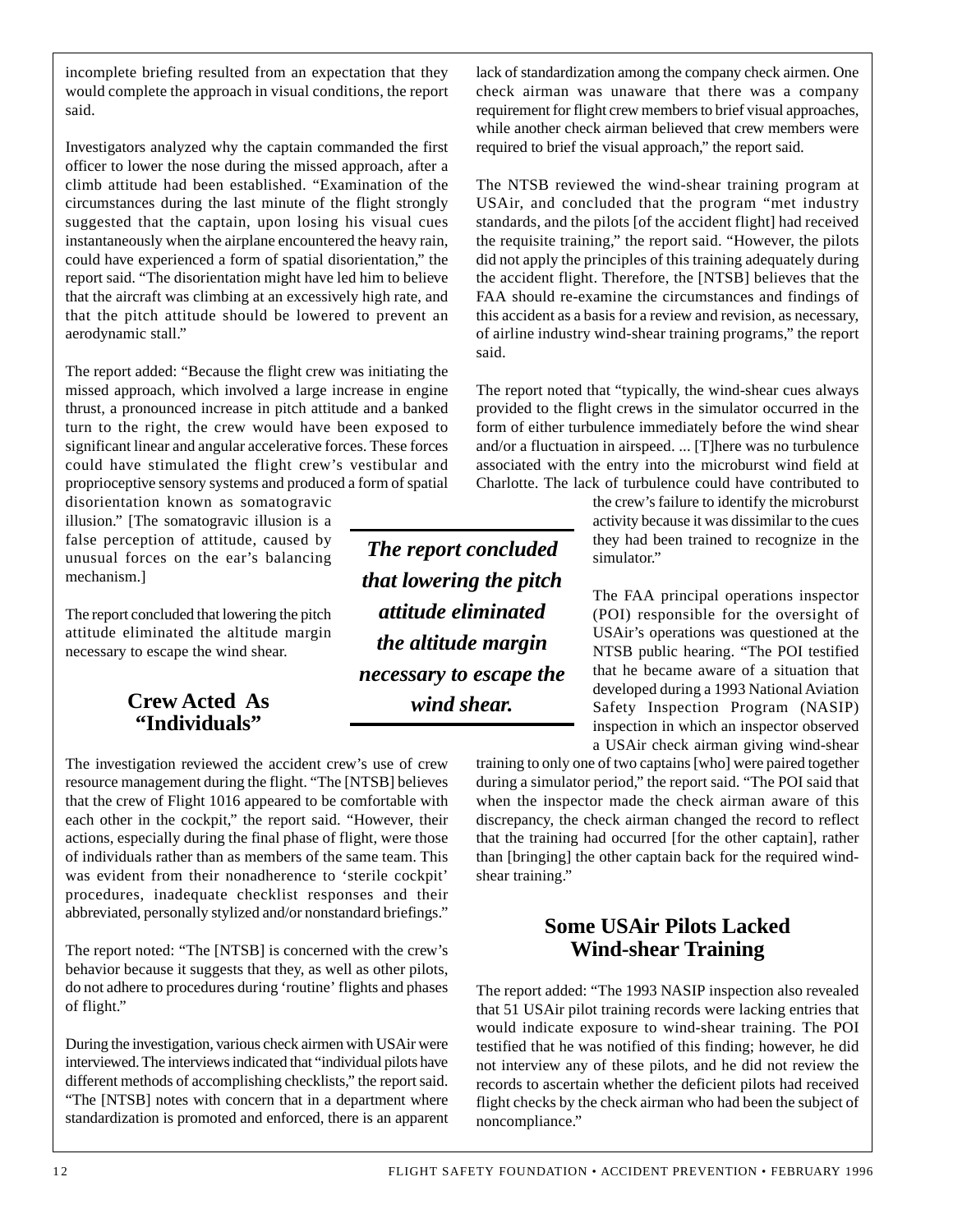incomplete briefing resulted from an expectation that they would complete the approach in visual conditions, the report said.

Investigators analyzed why the captain commanded the first officer to lower the nose during the missed approach, after a climb attitude had been established. "Examination of the circumstances during the last minute of the flight strongly suggested that the captain, upon losing his visual cues instantaneously when the airplane encountered the heavy rain, could have experienced a form of spatial disorientation," the report said. "The disorientation might have led him to believe that the aircraft was climbing at an excessively high rate, and that the pitch attitude should be lowered to prevent an aerodynamic stall."

The report added: "Because the flight crew was initiating the missed approach, which involved a large increase in engine thrust, a pronounced increase in pitch attitude and a banked turn to the right, the crew would have been exposed to significant linear and angular accelerative forces. These forces could have stimulated the flight crew's vestibular and proprioceptive sensory systems and produced a form of spatial disorientation known as somatogravic illusion." [The somatogravic illusion is a false perception of attitude, caused by unusual forces on the ear's balancing mechanism.]

The report concluded that lowering the pitch attitude eliminated the altitude margin necessary to escape the wind shear.

***The report concluded that lowering the pitch attitude eliminated the altitude margin necessary to escape the wind shear.***

## Crew Acted As "Individuals"

The investigation reviewed the accident crew's use of crew resource management during the flight. "The [NTSB] believes that the crew of Flight 1016 appeared to be comfortable with each other in the cockpit," the report said. "However, their actions, especially during the final phase of flight, were those of individuals rather than as members of the same team. This was evident from their nonadherence to 'sterile cockpit' procedures, inadequate checklist responses and their abbreviated, personally stylized and/or nonstandard briefings."

The report noted: "The [NTSB] is concerned with the crew's behavior because it suggests that they, as well as other pilots, do not adhere to procedures during 'routine' flights and phases of flight."

During the investigation, various check airmen with USAir were interviewed. The interviews indicated that "individual pilots have different methods of accomplishing checklists," the report said. "The [NTSB] notes with concern that in a department where standardization is promoted and enforced, there is an apparent lack of standardization among the company check airmen. One check airman was unaware that there was a company requirement for flight crew members to brief visual approaches, while another check airman believed that crew members were required to brief the visual approach," the report said.

The NTSB reviewed the wind-shear training program at USAir, and concluded that the program "met industry standards, and the pilots [of the accident flight] had received the requisite training," the report said. "However, the pilots did not apply the principles of this training adequately during the accident flight. Therefore, the [NTSB] believes that the FAA should re-examine the circumstances and findings of this accident as a basis for a review and revision, as necessary, of airline industry wind-shear training programs," the report said.

The report noted that "typically, the wind-shear cues always provided to the flight crews in the simulator occurred in the form of either turbulence immediately before the wind shear and/or a fluctuation in airspeed. ... [T]here was no turbulence associated with the entry into the microburst wind field at Charlotte. The lack of turbulence could have contributed to the crew's failure to identify the microburst activity because it was dissimilar to the cues they had been trained to recognize in the simulator."

The FAA principal operations inspector (POI) responsible for the oversight of USAir's operations was questioned at the NTSB public hearing. "The POI testified that he became aware of a situation that developed during a 1993 National Aviation Safety Inspection Program (NASIP) inspection in which an inspector observed a USAir check airman giving wind-shear training to only one of two captains [who] were paired together during a simulator period," the report said. "The POI said that when the inspector made the check airman aware of this discrepancy, the check airman changed the record to reflect that the training had occurred [for the other captain], rather than [bringing] the other captain back for the required wind-shear training."

## Some USAir Pilots Lacked Wind-shear Training

The report added: "The 1993 NASIP inspection also revealed that 51 USAir pilot training records were lacking entries that would indicate exposure to wind-shear training. The POI testified that he was notified of this finding; however, he did not interview any of these pilots, and he did not review the records to ascertain whether the deficient pilots had received flight checks by the check airman who had been the subject of noncompliance."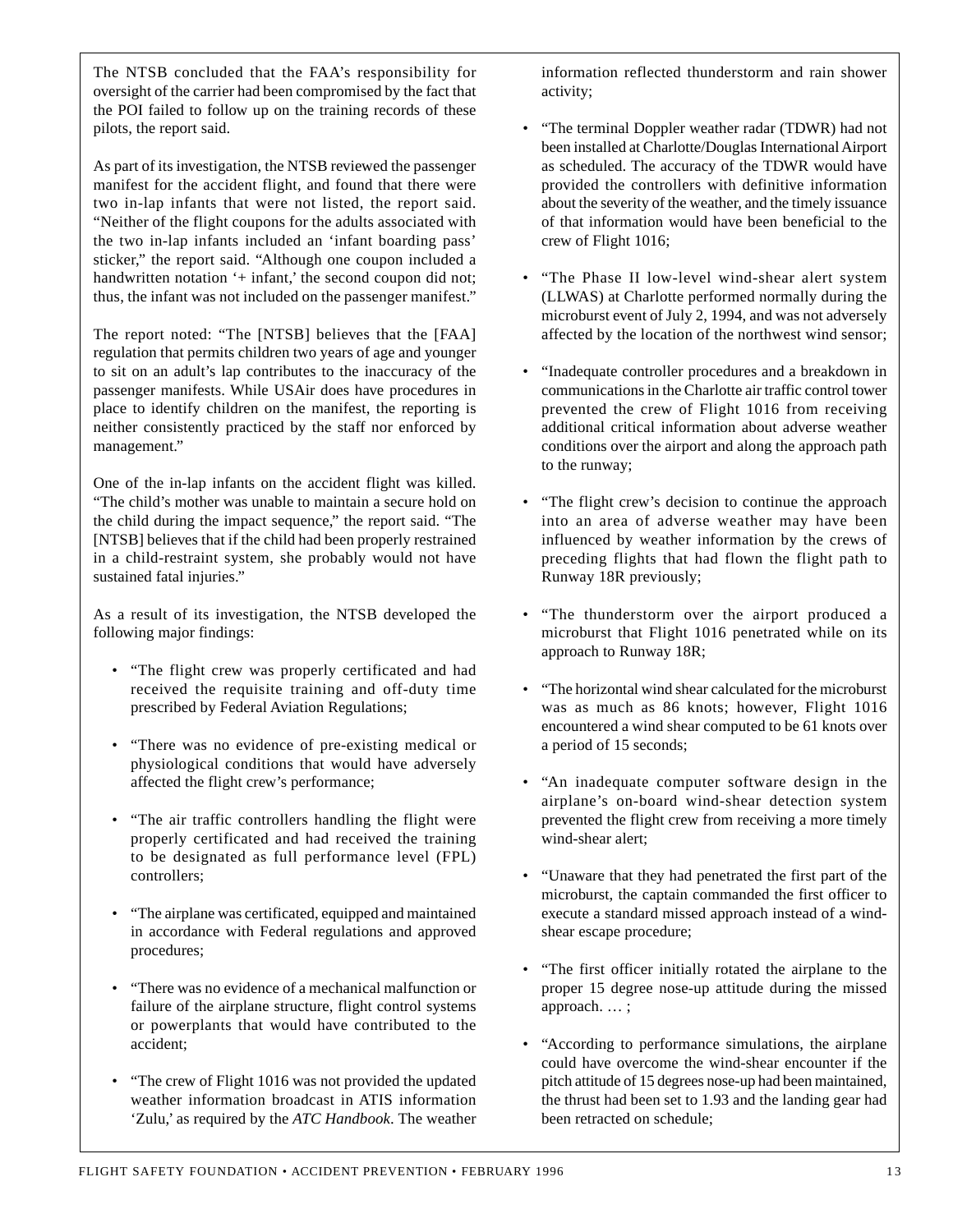The NTSB concluded that the FAA's responsibility for oversight of the carrier had been compromised by the fact that the POI failed to follow up on the training records of these pilots, the report said.

As part of its investigation, the NTSB reviewed the passenger manifest for the accident flight, and found that there were two in-lap infants that were not listed, the report said. "Neither of the flight coupons for the adults associated with the two in-lap infants included an 'infant boarding pass' sticker," the report said. "Although one coupon included a handwritten notation '+ infant,' the second coupon did not; thus, the infant was not included on the passenger manifest."

The report noted: "The [NTSB] believes that the [FAA] regulation that permits children two years of age and younger to sit on an adult's lap contributes to the inaccuracy of the passenger manifests. While USAir does have procedures in place to identify children on the manifest, the reporting is neither consistently practiced by the staff nor enforced by management."

One of the in-lap infants on the accident flight was killed. "The child's mother was unable to maintain a secure hold on the child during the impact sequence," the report said. "The [NTSB] believes that if the child had been properly restrained in a child-restraint system, she probably would not have sustained fatal injuries."

As a result of its investigation, the NTSB developed the following major findings:

- "The flight crew was properly certificated and had received the requisite training and off-duty time prescribed by Federal Aviation Regulations;
- "There was no evidence of pre-existing medical or physiological conditions that would have adversely affected the flight crew's performance;
- "The air traffic controllers handling the flight were properly certificated and had received the training to be designated as full performance level (FPL) controllers;
- "The airplane was certificated, equipped and maintained in accordance with Federal regulations and approved procedures;
- "There was no evidence of a mechanical malfunction or failure of the airplane structure, flight control systems or powerplants that would have contributed to the accident;
- "The crew of Flight 1016 was not provided the updated weather information broadcast in ATIS information 'Zulu,' as required by the *ATC Handbook*. The weather information reflected thunderstorm and rain shower activity;
- "The terminal Doppler weather radar (TDWR) had not been installed at Charlotte/Douglas International Airport as scheduled. The accuracy of the TDWR would have provided the controllers with definitive information about the severity of the weather, and the timely issuance of that information would have been beneficial to the crew of Flight 1016;
- "The Phase II low-level wind-shear alert system (LLWAS) at Charlotte performed normally during the microburst event of July 2, 1994, and was not adversely affected by the location of the northwest wind sensor;
- "Inadequate controller procedures and a breakdown in communications in the Charlotte air traffic control tower prevented the crew of Flight 1016 from receiving additional critical information about adverse weather conditions over the airport and along the approach path to the runway;
- "The flight crew's decision to continue the approach into an area of adverse weather may have been influenced by weather information by the crews of preceding flights that had flown the flight path to Runway 18R previously;
- "The thunderstorm over the airport produced a microburst that Flight 1016 penetrated while on its approach to Runway 18R;
- "The horizontal wind shear calculated for the microburst was as much as 86 knots; however, Flight 1016 encountered a wind shear computed to be 61 knots over a period of 15 seconds;
- "An inadequate computer software design in the airplane's on-board wind-shear detection system prevented the flight crew from receiving a more timely wind-shear alert;
- "Unaware that they had penetrated the first part of the microburst, the captain commanded the first officer to execute a standard missed approach instead of a wind-shear escape procedure;
- "The first officer initially rotated the airplane to the proper 15 degree nose-up attitude during the missed approach. … ;
- "According to performance simulations, the airplane could have overcome the wind-shear encounter if the pitch attitude of 15 degrees nose-up had been maintained, the thrust had been set to 1.93 and the landing gear had been retracted on schedule;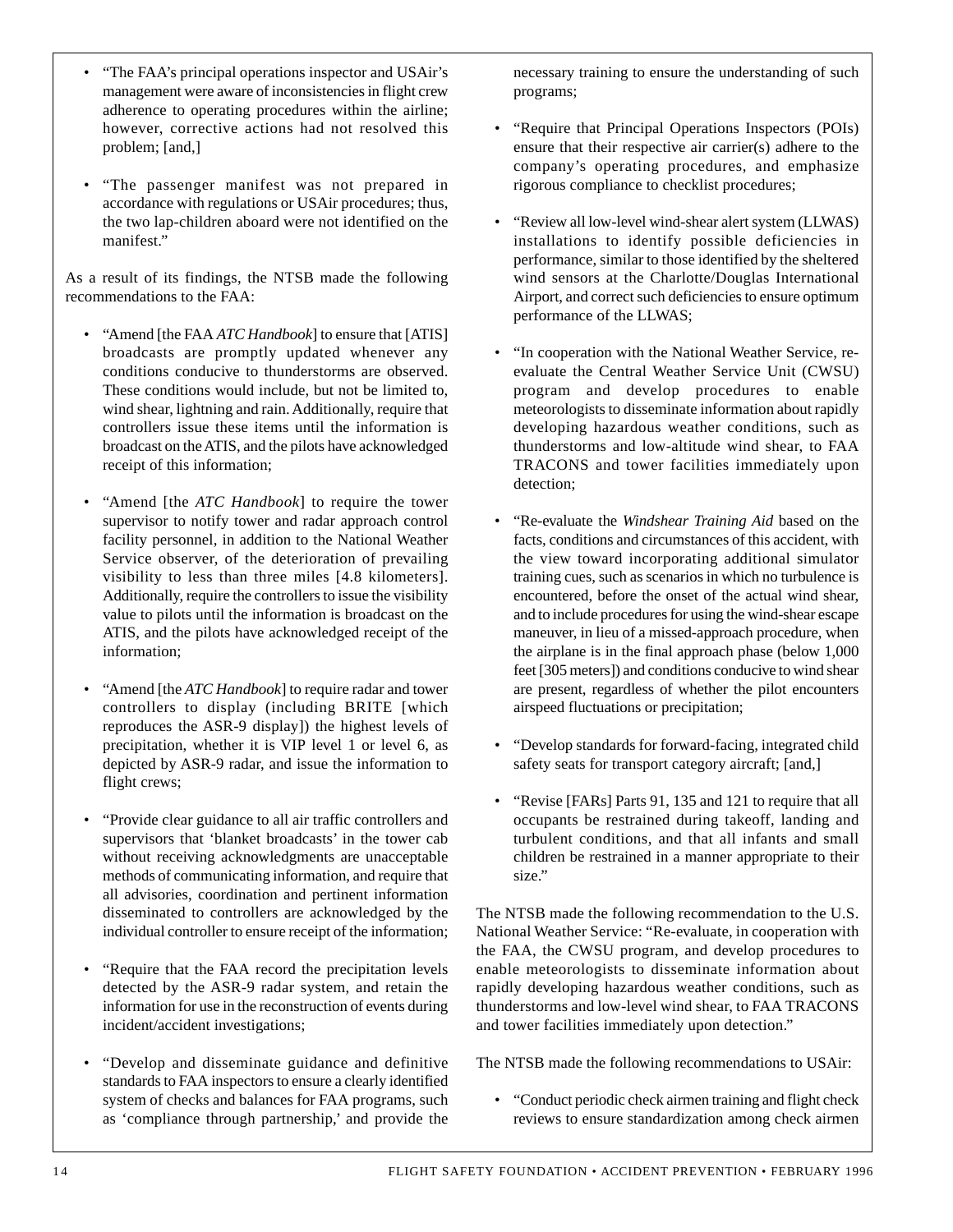- "The FAA's principal operations inspector and USAir's management were aware of inconsistencies in flight crew adherence to operating procedures within the airline; however, corrective actions had not resolved this problem; [and,]

- "The passenger manifest was not prepared in accordance with regulations or USAir procedures; thus, the two lap-children aboard were not identified on the manifest."

As a result of its findings, the NTSB made the following recommendations to the FAA:

- "Amend [the FAA *ATC Handbook*] to ensure that [ATIS] broadcasts are promptly updated whenever any conditions conducive to thunderstorms are observed. These conditions would include, but not be limited to, wind shear, lightning and rain. Additionally, require that controllers issue these items until the information is broadcast on the ATIS, and the pilots have acknowledged receipt of this information;

- "Amend [the *ATC Handbook*] to require the tower supervisor to notify tower and radar approach control facility personnel, in addition to the National Weather Service observer, of the deterioration of prevailing visibility to less than three miles [4.8 kilometers]. Additionally, require the controllers to issue the visibility value to pilots until the information is broadcast on the ATIS, and the pilots have acknowledged receipt of the information;

- "Amend [the *ATC Handbook*] to require radar and tower controllers to display (including BRITE [which reproduces the ASR-9 display]) the highest levels of precipitation, whether it is VIP level 1 or level 6, as depicted by ASR-9 radar, and issue the information to flight crews;

- "Provide clear guidance to all air traffic controllers and supervisors that 'blanket broadcasts' in the tower cab without receiving acknowledgments are unacceptable methods of communicating information, and require that all advisories, coordination and pertinent information disseminated to controllers are acknowledged by the individual controller to ensure receipt of the information;

- "Require that the FAA record the precipitation levels detected by the ASR-9 radar system, and retain the information for use in the reconstruction of events during incident/accident investigations;

- "Develop and disseminate guidance and definitive standards to FAA inspectors to ensure a clearly identified system of checks and balances for FAA programs, such as 'compliance through partnership,' and provide the necessary training to ensure the understanding of such programs;

- "Require that Principal Operations Inspectors (POIs) ensure that their respective air carrier(s) adhere to the company's operating procedures, and emphasize rigorous compliance to checklist procedures;

- "Review all low-level wind-shear alert system (LLWAS) installations to identify possible deficiencies in performance, similar to those identified by the sheltered wind sensors at the Charlotte/Douglas International Airport, and correct such deficiencies to ensure optimum performance of the LLWAS;

- "In cooperation with the National Weather Service, re-evaluate the Central Weather Service Unit (CWSU) program and develop procedures to enable meteorologists to disseminate information about rapidly developing hazardous weather conditions, such as thunderstorms and low-altitude wind shear, to FAA TRACONS and tower facilities immediately upon detection;

- "Re-evaluate the *Windshear Training Aid* based on the facts, conditions and circumstances of this accident, with the view toward incorporating additional simulator training cues, such as scenarios in which no turbulence is encountered, before the onset of the actual wind shear, and to include procedures for using the wind-shear escape maneuver, in lieu of a missed-approach procedure, when the airplane is in the final approach phase (below 1,000 feet [305 meters]) and conditions conducive to wind shear are present, regardless of whether the pilot encounters airspeed fluctuations or precipitation;

- "Develop standards for forward-facing, integrated child safety seats for transport category aircraft; [and,]

- "Revise [FARs] Parts 91, 135 and 121 to require that all occupants be restrained during takeoff, landing and turbulent conditions, and that all infants and small children be restrained in a manner appropriate to their size."

The NTSB made the following recommendation to the U.S. National Weather Service: "Re-evaluate, in cooperation with the FAA, the CWSU program, and develop procedures to enable meteorologists to disseminate information about rapidly developing hazardous weather conditions, such as thunderstorms and low-level wind shear, to FAA TRACONS and tower facilities immediately upon detection."

The NTSB made the following recommendations to USAir:

- "Conduct periodic check airmen training and flight check reviews to ensure standardization among check airmen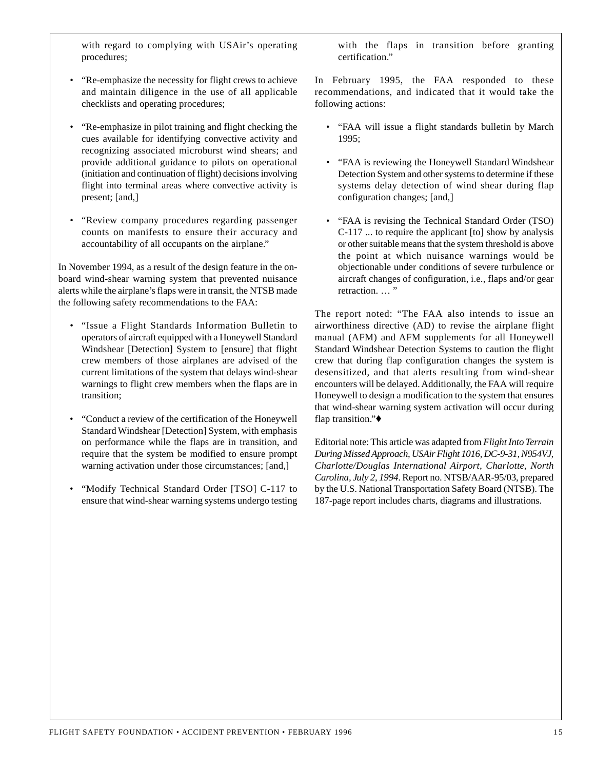with regard to complying with USAir's operating procedures;

- "Re-emphasize the necessity for flight crews to achieve and maintain diligence in the use of all applicable checklists and operating procedures;
- "Re-emphasize in pilot training and flight checking the cues available for identifying convective activity and recognizing associated microburst wind shears; and provide additional guidance to pilots on operational (initiation and continuation of flight) decisions involving flight into terminal areas where convective activity is present; [and,]
- "Review company procedures regarding passenger counts on manifests to ensure their accuracy and accountability of all occupants on the airplane."

In November 1994, as a result of the design feature in the on-board wind-shear warning system that prevented nuisance alerts while the airplane's flaps were in transit, the NTSB made the following safety recommendations to the FAA:

- "Issue a Flight Standards Information Bulletin to operators of aircraft equipped with a Honeywell Standard Windshear [Detection] System to [ensure] that flight crew members of those airplanes are advised of the current limitations of the system that delays wind-shear warnings to flight crew members when the flaps are in transition;
- "Conduct a review of the certification of the Honeywell Standard Windshear [Detection] System, with emphasis on performance while the flaps are in transition, and require that the system be modified to ensure prompt warning activation under those circumstances; [and,]
- "Modify Technical Standard Order [TSO] C-117 to ensure that wind-shear warning systems undergo testing with the flaps in transition before granting certification."

In February 1995, the FAA responded to these recommendations, and indicated that it would take the following actions:

- "FAA will issue a flight standards bulletin by March 1995;
- "FAA is reviewing the Honeywell Standard Windshear Detection System and other systems to determine if these systems delay detection of wind shear during flap configuration changes; [and,]
- "FAA is revising the Technical Standard Order (TSO) C-117 ... to require the applicant [to] show by analysis or other suitable means that the system threshold is above the point at which nuisance warnings would be objectionable under conditions of severe turbulence or aircraft changes of configuration, i.e., flaps and/or gear retraction. … "

The report noted: "The FAA also intends to issue an airworthiness directive (AD) to revise the airplane flight manual (AFM) and AFM supplements for all Honeywell Standard Windshear Detection Systems to caution the flight crew that during flap configuration changes the system is desensitized, and that alerts resulting from wind-shear encounters will be delayed. Additionally, the FAA will require Honeywell to design a modification to the system that ensures that wind-shear warning system activation will occur during flap transition."♦

Editorial note: This article was adapted from *Flight Into Terrain During Missed Approach, USAir Flight 1016, DC-9-31, N954VJ, Charlotte/Douglas International Airport, Charlotte, North Carolina, July 2, 1994*. Report no. NTSB/AAR-95/03, prepared by the U.S. National Transportation Safety Board (NTSB). The 187-page report includes charts, diagrams and illustrations.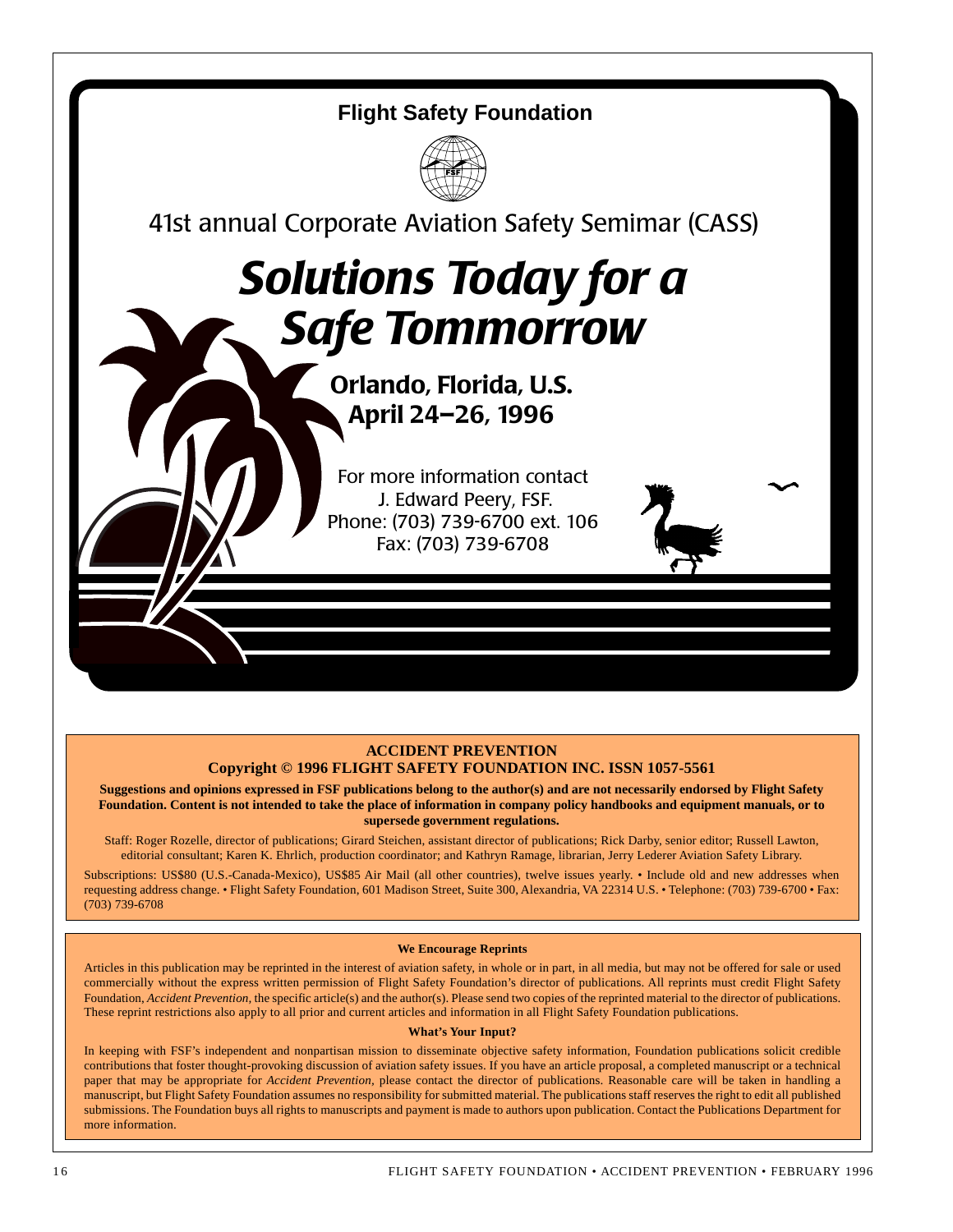**Flight Safety Foundation**

41st annual Corporate Aviation Safety Semimar (CASS)

# *Solutions Today for a Safe Tommorrow*

**Orlando, Florida, U.S.**
**April 24–26, 1996**

For more information contact
J. Edward Peery, FSF.
Phone: (703) 739-6700 ext. 106
Fax: (703) 739-6708

**ACCIDENT PREVENTION**
**Copyright © 1996 FLIGHT SAFETY FOUNDATION INC. ISSN 1057-5561**

**Suggestions and opinions expressed in FSF publications belong to the author(s) and are not necessarily endorsed by Flight Safety Foundation. Content is not intended to take the place of information in company policy handbooks and equipment manuals, or to supersede government regulations.**

Staff: Roger Rozelle, director of publications; Girard Steichen, assistant director of publications; Rick Darby, senior editor; Russell Lawton, editorial consultant; Karen K. Ehrlich, production coordinator; and Kathryn Ramage, librarian, Jerry Lederer Aviation Safety Library.

Subscriptions: US$80 (U.S.-Canada-Mexico), US$85 Air Mail (all other countries), twelve issues yearly. • Include old and new addresses when requesting address change. • Flight Safety Foundation, 601 Madison Street, Suite 300, Alexandria, VA 22314 U.S. • Telephone: (703) 739-6700 • Fax: (703) 739-6708

**We Encourage Reprints**

Articles in this publication may be reprinted in the interest of aviation safety, in whole or in part, in all media, but may not be offered for sale or used commercially without the express written permission of Flight Safety Foundation's director of publications. All reprints must credit Flight Safety Foundation, *Accident Prevention*, the specific article(s) and the author(s). Please send two copies of the reprinted material to the director of publications. These reprint restrictions also apply to all prior and current articles and information in all Flight Safety Foundation publications.

**What's Your Input?**

In keeping with FSF's independent and nonpartisan mission to disseminate objective safety information, Foundation publications solicit credible contributions that foster thought-provoking discussion of aviation safety issues. If you have an article proposal, a completed manuscript or a technical paper that may be appropriate for *Accident Prevention*, please contact the director of publications. Reasonable care will be taken in handling a manuscript, but Flight Safety Foundation assumes no responsibility for submitted material. The publications staff reserves the right to edit all published submissions. The Foundation buys all rights to manuscripts and payment is made to authors upon publication. Contact the Publications Department for more information.